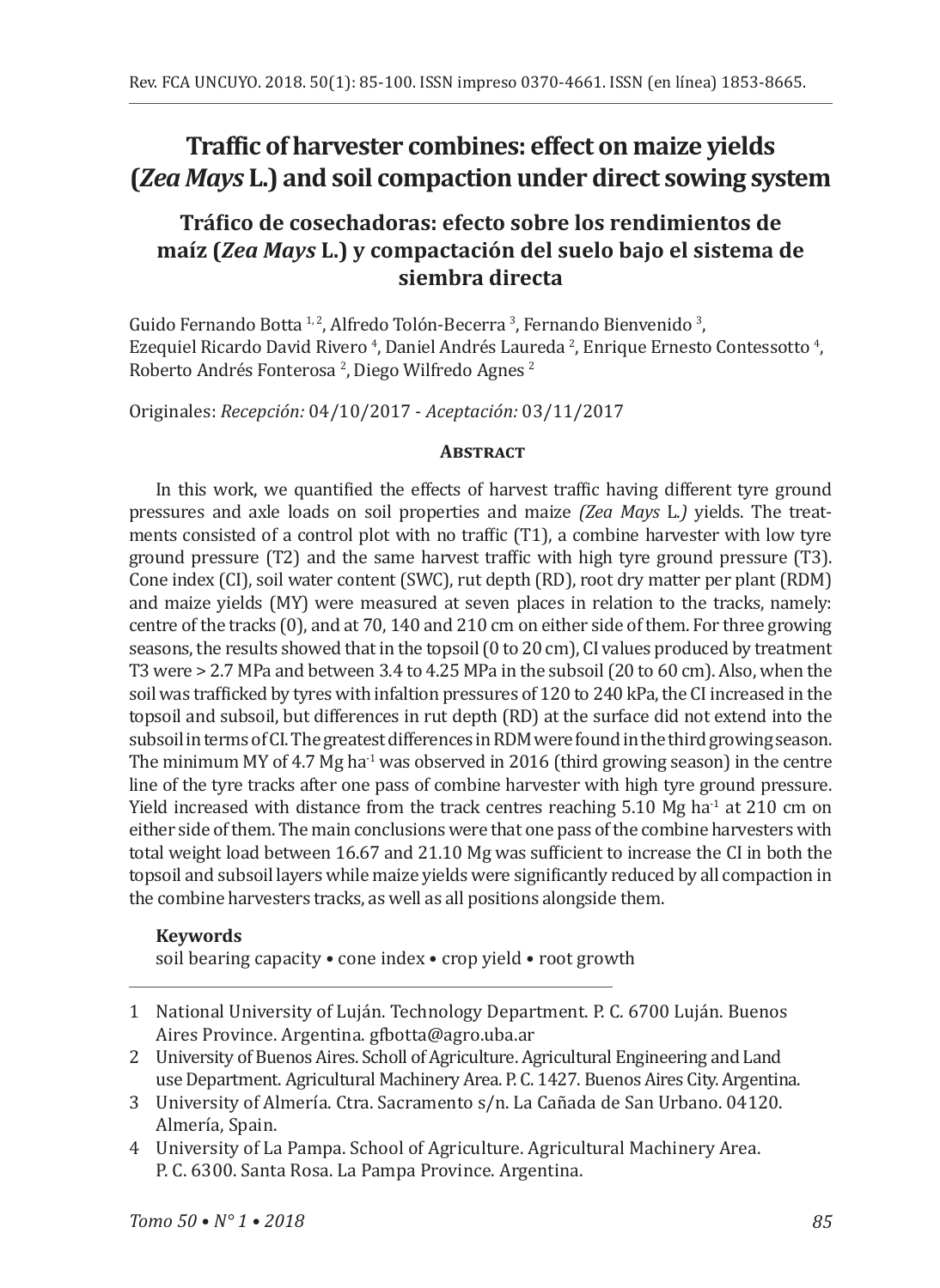# Traffic of harvester combines: effect on maize yields (*Zea Mays* L.) and soil compaction under direct sowing system

## Tráfico de cosechadoras: efecto sobre los rendimientos de maíz (*Zea Mays* L.) y compactación del suelo bajo el sistema de siembra directa

Guido Fernando Botta [1,2], Alfredo Tolón-Becerra [3], Fernando Bienvenido [3], Ezequiel Ricardo David Rivero [4], Daniel Andrés Laureda [2], Enrique Ernesto Contessotto [4], Roberto Andrés Fonterosa [2], Diego Wilfredo Agnes [2]

Originales: *Recepción:* 04/10/2017 - *Aceptación:* 03/11/2017

### Abstract

In this work, we quantified the effects of harvest traffic having different tyre ground pressures and axle loads on soil properties and maize *(Zea Mays* L.*)* yields. The treatments consisted of a control plot with no traffic (T1), a combine harvester with low tyre ground pressure (T2) and the same harvest traffic with high tyre ground pressure (T3). Cone index (CI), soil water content (SWC), rut depth (RD), root dry matter per plant (RDM) and maize yields (MY) were measured at seven places in relation to the tracks, namely: centre of the tracks (0), and at 70, 140 and 210 cm on either side of them. For three growing seasons, the results showed that in the topsoil (0 to 20 cm), CI values produced by treatment T3 were > 2.7 MPa and between 3.4 to 4.25 MPa in the subsoil (20 to 60 cm). Also, when the soil was trafficked by tyres with infaltion pressures of 120 to 240 kPa, the CI increased in the topsoil and subsoil, but differences in rut depth (RD) at the surface did not extend into the subsoil in terms of CI. The greatest differences in RDM were found in the third growing season. The minimum MY of 4.7 Mg ha$^{-1}$ was observed in 2016 (third growing season) in the centre line of the tyre tracks after one pass of combine harvester with high tyre ground pressure. Yield increased with distance from the track centres reaching 5.10 Mg ha$^{-1}$ at 210 cm on either side of them. The main conclusions were that one pass of the combine harvesters with total weight load between 16.67 and 21.10 Mg was sufficient to increase the CI in both the topsoil and subsoil layers while maize yields were significantly reduced by all compaction in the combine harvesters tracks, as well as all positions alongside them.

**Keywords**

soil bearing capacity • cone index • crop yield • root growth

---

1 National University of Luján. Technology Department. P. C. 6700 Luján. Buenos Aires Province. Argentina. gfbotta@agro.uba.ar

2 University of Buenos Aires. Scholl of Agriculture. Agricultural Engineering and Land use Department. Agricultural Machinery Area. P. C. 1427. Buenos Aires City. Argentina.

3 University of Almería. Ctra. Sacramento s/n. La Cañada de San Urbano. 04120. Almería, Spain.

4 University of La Pampa. School of Agriculture. Agricultural Machinery Area. P. C. 6300. Santa Rosa. La Pampa Province. Argentina.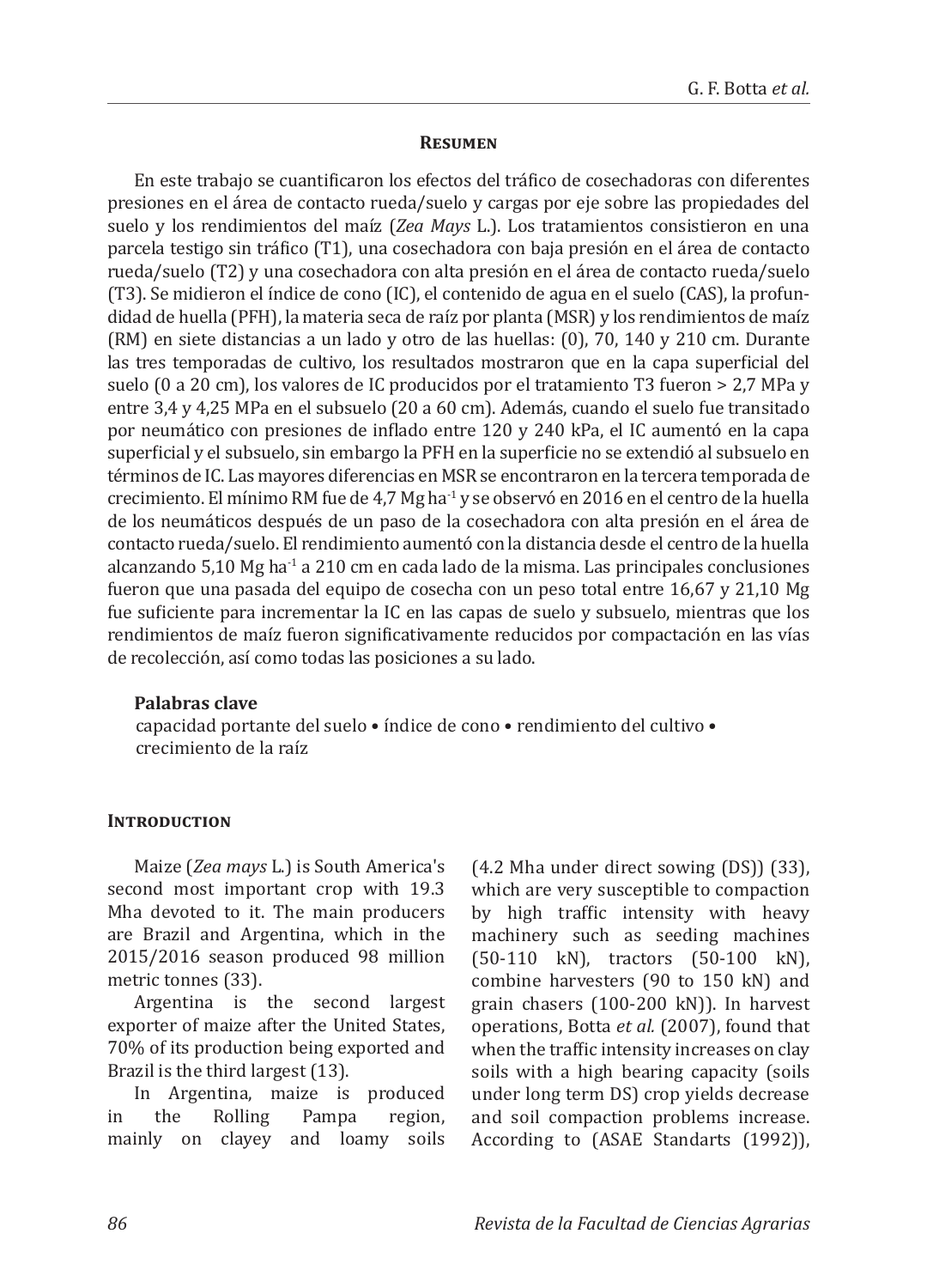## Resumen

En este trabajo se cuantificaron los efectos del tráfico de cosechadoras con diferentes presiones en el área de contacto rueda/suelo y cargas por eje sobre las propiedades del suelo y los rendimientos del maíz (*Zea Mays* L.). Los tratamientos consistieron en una parcela testigo sin tráfico (T1), una cosechadora con baja presión en el área de contacto rueda/suelo (T2) y una cosechadora con alta presión en el área de contacto rueda/suelo (T3). Se midieron el índice de cono (IC), el contenido de agua en el suelo (CAS), la profundidad de huella (PFH), la materia seca de raíz por planta (MSR) y los rendimientos de maíz (RM) en siete distancias a un lado y otro de las huellas: (0), 70, 140 y 210 cm. Durante las tres temporadas de cultivo, los resultados mostraron que en la capa superficial del suelo (0 a 20 cm), los valores de IC producidos por el tratamiento T3 fueron > 2,7 MPa y entre 3,4 y 4,25 MPa en el subsuelo (20 a 60 cm). Además, cuando el suelo fue transitado por neumático con presiones de inflado entre 120 y 240 kPa, el IC aumentó en la capa superficial y el subsuelo, sin embargo la PFH en la superficie no se extendió al subsuelo en términos de IC. Las mayores diferencias en MSR se encontraron en la tercera temporada de crecimiento. El mínimo RM fue de 4,7 Mg ha$^{-1}$ y se observó en 2016 en el centro de la huella de los neumáticos después de un paso de la cosechadora con alta presión en el área de contacto rueda/suelo. El rendimiento aumentó con la distancia desde el centro de la huella alcanzando 5,10 Mg ha$^{-1}$ a 210 cm en cada lado de la misma. Las principales conclusiones fueron que una pasada del equipo de cosecha con un peso total entre 16,67 y 21,10 Mg fue suficiente para incrementar la IC en las capas de suelo y subsuelo, mientras que los rendimientos de maíz fueron significativamente reducidos por compactación en las vías de recolección, así como todas las posiciones a su lado.

**Palabras clave**

capacidad portante del suelo • índice de cono • rendimiento del cultivo • crecimiento de la raíz

## Introduction

Maize (*Zea mays* L.) is South America's second most important crop with 19.3 Mha devoted to it. The main producers are Brazil and Argentina, which in the 2015/2016 season produced 98 million metric tonnes (33).

Argentina is the second largest exporter of maize after the United States, 70% of its production being exported and Brazil is the third largest (13).

In Argentina, maize is produced in the Rolling Pampa region, mainly on clayey and loamy soils (4.2 Mha under direct sowing (DS)) (33), which are very susceptible to compaction by high traffic intensity with heavy machinery such as seeding machines (50-110 kN), tractors (50-100 kN), combine harvesters (90 to 150 kN) and grain chasers (100-200 kN)). In harvest operations, Botta *et al.* (2007), found that when the traffic intensity increases on clay soils with a high bearing capacity (soils under long term DS) crop yields decrease and soil compaction problems increase. According to (ASAE Standarts (1992)),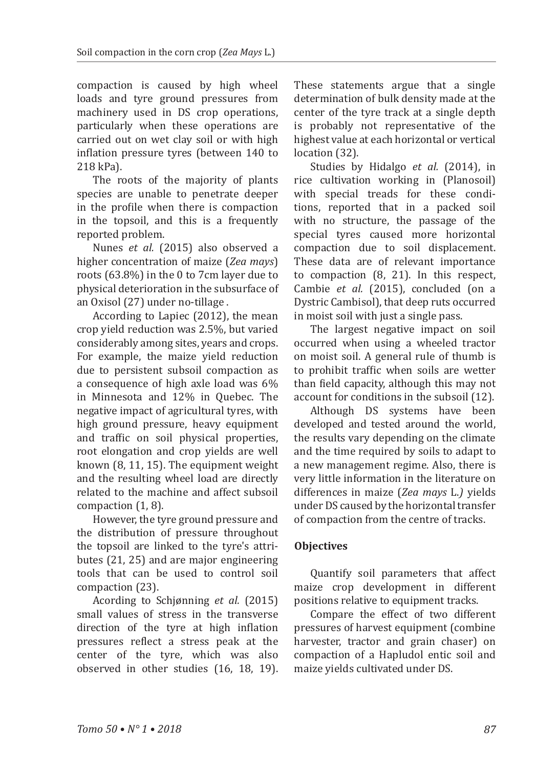compaction is caused by high wheel loads and tyre ground pressures from machinery used in DS crop operations, particularly when these operations are carried out on wet clay soil or with high inflation pressure tyres (between 140 to 218 kPa).

The roots of the majority of plants species are unable to penetrate deeper in the profile when there is compaction in the topsoil, and this is a frequently reported problem.

Nunes *et al.* (2015) also observed a higher concentration of maize (*Zea mays*) roots (63.8%) in the 0 to 7cm layer due to physical deterioration in the subsurface of an Oxisol (27) under no-tillage .

According to Lapiec (2012), the mean crop yield reduction was 2.5%, but varied considerably among sites, years and crops. For example, the maize yield reduction due to persistent subsoil compaction as a consequence of high axle load was 6% in Minnesota and 12% in Quebec. The negative impact of agricultural tyres, with high ground pressure, heavy equipment and traffic on soil physical properties, root elongation and crop yields are well known (8, 11, 15). The equipment weight and the resulting wheel load are directly related to the machine and affect subsoil compaction (1, 8).

However, the tyre ground pressure and the distribution of pressure throughout the topsoil are linked to the tyre's attributes (21, 25) and are major engineering tools that can be used to control soil compaction (23).

Acording to Schjønning *et al.* (2015) small values of stress in the transverse direction of the tyre at high inflation pressures reflect a stress peak at the center of the tyre, which was also observed in other studies (16, 18, 19). These statements argue that a single determination of bulk density made at the center of the tyre track at a single depth is probably not representative of the highest value at each horizontal or vertical location (32).

Studies by Hidalgo *et al.* (2014), in rice cultivation working in (Planosoil) with special treads for these conditions, reported that in a packed soil with no structure, the passage of the special tyres caused more horizontal compaction due to soil displacement. These data are of relevant importance to compaction (8, 21). In this respect, Cambie *et al.* (2015), concluded (on a Dystric Cambisol), that deep ruts occurred in moist soil with just a single pass.

The largest negative impact on soil occurred when using a wheeled tractor on moist soil. A general rule of thumb is to prohibit traffic when soils are wetter than field capacity, although this may not account for conditions in the subsoil (12).

Although DS systems have been developed and tested around the world, the results vary depending on the climate and the time required by soils to adapt to a new management regime. Also, there is very little information in the literature on differences in maize (*Zea mays* L.*)* yields under DS caused by the horizontal transfer of compaction from the centre of tracks.

## Objectives

Quantify soil parameters that affect maize crop development in different positions relative to equipment tracks.

Compare the effect of two different pressures of harvest equipment (combine harvester, tractor and grain chaser) on compaction of a Hapludol entic soil and maize yields cultivated under DS.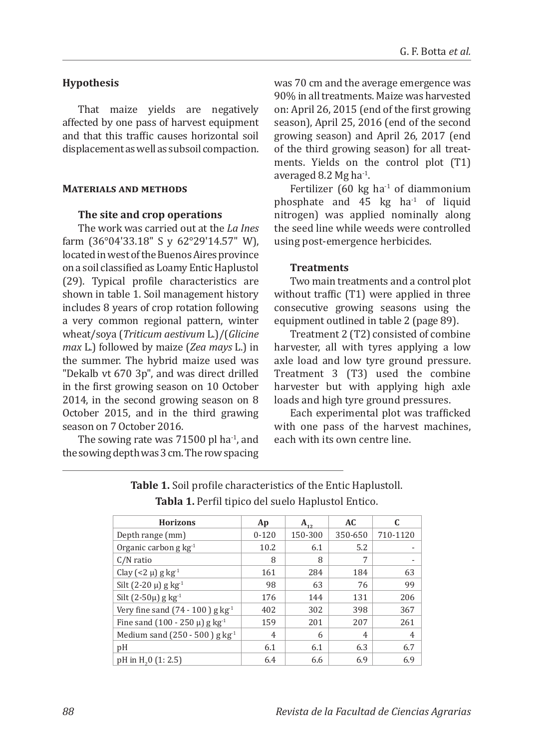## Hypothesis

That maize yields are negatively affected by one pass of harvest equipment and that this traffic causes horizontal soil displacement as well as subsoil compaction.

## Materials and methods

### The site and crop operations

The work was carried out at the *La Ines* farm (36°04'33.18" S y 62°29'14.57" W), located in west of the Buenos Aires province on a soil classified as Loamy Entic Haplustol (29). Typical profile characteristics are shown in table 1. Soil management history includes 8 years of crop rotation following a very common regional pattern, winter wheat/soya (*Triticum aestivum* L.)/(*Glicine max* L.) followed by maize (*Zea mays* L.) in the summer. The hybrid maize used was "Dekalb vt 670 3p", and was direct drilled in the first growing season on 10 October 2014, in the second growing season on 8 October 2015, and in the third grawing season on 7 October 2016.

The sowing rate was 71500 pl ha$^{-1}$, and the sowing depth was 3 cm. The row spacing was 70 cm and the average emergence was 90% in all treatments. Maize was harvested on: April 26, 2015 (end of the first growing season), April 25, 2016 (end of the second growing season) and April 26, 2017 (end of the third growing season) for all treatments. Yields on the control plot (T1) averaged 8.2 Mg ha$^{-1}$.

Fertilizer (60 kg ha$^{-1}$ of diammonium phosphate and 45 kg ha$^{-1}$ of liquid nitrogen) was applied nominally along the seed line while weeds were controlled using post-emergence herbicides.

### Treatments

Two main treatments and a control plot without traffic (T1) were applied in three consecutive growing seasons using the equipment outlined in table 2 (page 89).

Treatment 2 (T2) consisted of combine harvester, all with tyres applying a low axle load and low tyre ground pressure. Treatment 3 (T3) used the combine harvester but with applying high axle loads and high tyre ground pressures.

Each experimental plot was trafficked with one pass of the harvest machines, each with its own centre line.

**Table 1.** Soil profile characteristics of the Entic Haplustoll.
**Tabla 1.** Perfil tipico del suelo Haplustol Entico.

| Horizons | Ap | $A_{12}$ | AC | C |
|---|---|---|---|---|
| Depth range (mm) | 0-120 | 150-300 | 350-650 | 710-1120 |
| Organic carbon g kg$^{-1}$ | 10.2 | 6.1 | 5.2 | - |
| C/N ratio | 8 | 8 | 7 | - |
| Clay (<2 μ) g kg$^{-1}$ | 161 | 284 | 184 | 63 |
| Silt (2-20 μ) g kg$^{-1}$ | 98 | 63 | 76 | 99 |
| Silt (2-50μ) g kg$^{-1}$ | 176 | 144 | 131 | 206 |
| Very fine sand (74 - 100 ) g kg$^{-1}$ | 402 | 302 | 398 | 367 |
| Fine sand (100 - 250 μ) g kg$^{-1}$ | 159 | 201 | 207 | 261 |
| Medium sand (250 - 500 ) g kg$^{-1}$ | 4 | 6 | 4 | 4 |
| pH | 6.1 | 6.1 | 6.3 | 6.7 |
| pH in $H_2O$ (1: 2.5) | 6.4 | 6.6 | 6.9 | 6.9 |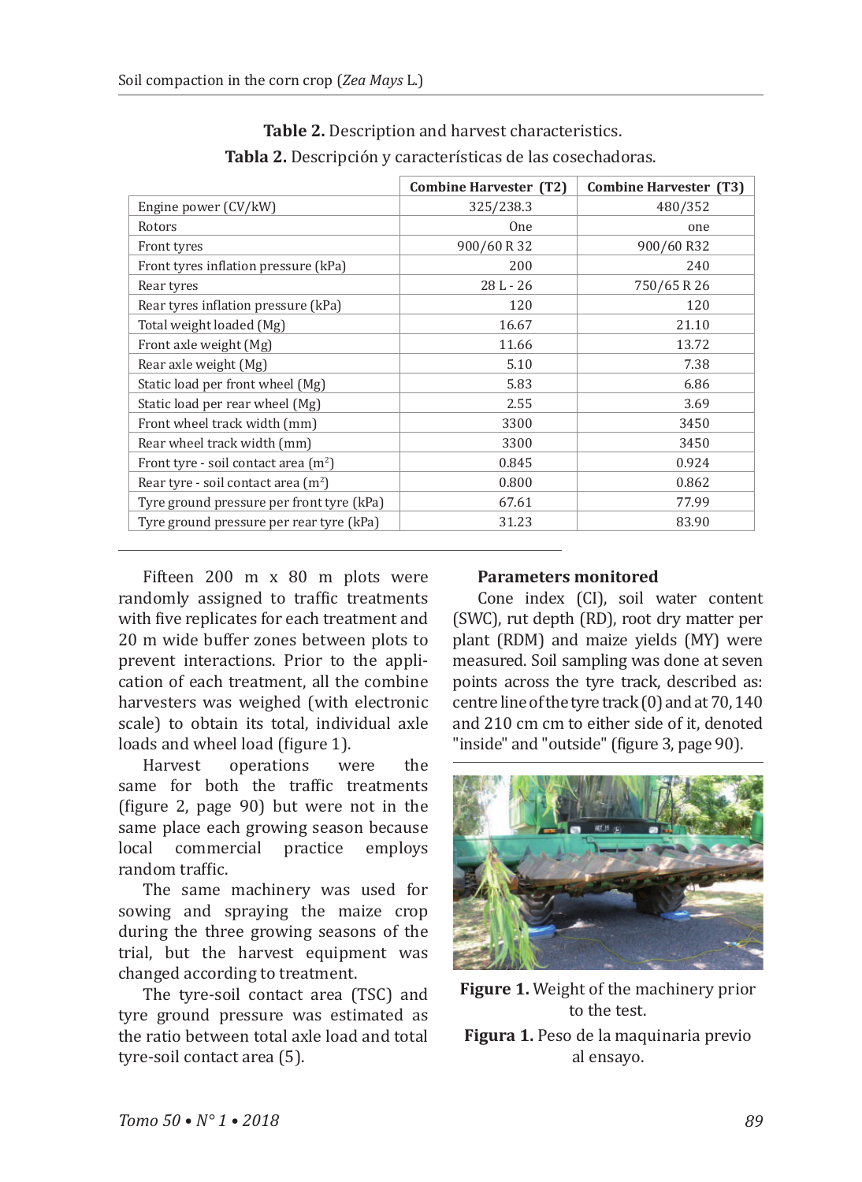**Table 2.** Description and harvest characteristics.

**Tabla 2.** Descripción y características de las cosechadoras.

| | Combine Harvester (T2) | Combine Harvester (T3) |
|---|---|---|
| Engine power (CV/kW) | 325/238.3 | 480/352 |
| Rotors | One | one |
| Front tyres | 900/60 R 32 | 900/60 R32 |
| Front tyres inflation pressure (kPa) | 200 | 240 |
| Rear tyres | 28 L - 26 | 750/65 R 26 |
| Rear tyres inflation pressure (kPa) | 120 | 120 |
| Total weight loaded (Mg) | 16.67 | 21.10 |
| Front axle weight (Mg) | 11.66 | 13.72 |
| Rear axle weight (Mg) | 5.10 | 7.38 |
| Static load per front wheel (Mg) | 5.83 | 6.86 |
| Static load per rear wheel (Mg) | 2.55 | 3.69 |
| Front wheel track width (mm) | 3300 | 3450 |
| Rear wheel track width (mm) | 3300 | 3450 |
| Front tyre - soil contact area ($m^2$) | 0.845 | 0.924 |
| Rear tyre - soil contact area ($m^2$) | 0.800 | 0.862 |
| Tyre ground pressure per front tyre (kPa) | 67.61 | 77.99 |
| Tyre ground pressure per rear tyre (kPa) | 31.23 | 83.90 |

Fifteen 200 m x 80 m plots were randomly assigned to traffic treatments with five replicates for each treatment and 20 m wide buffer zones between plots to prevent interactions. Prior to the application of each treatment, all the combine harvesters was weighed (with electronic scale) to obtain its total, individual axle loads and wheel load (figure 1).

Harvest operations were the same for both the traffic treatments (figure 2, page 90) but were not in the same place each growing season because local commercial practice employs random traffic.

The same machinery was used for sowing and spraying the maize crop during the three growing seasons of the trial, but the harvest equipment was changed according to treatment.

The tyre-soil contact area (TSC) and tyre ground pressure was estimated as the ratio between total axle load and total tyre-soil contact area (5).

#### Parameters monitored

Cone index (CI), soil water content (SWC), rut depth (RD), root dry matter per plant (RDM) and maize yields (MY) were measured. Soil sampling was done at seven points across the tyre track, described as: centre line of the tyre track (0) and at 70, 140 and 210 cm cm to either side of it, denoted "inside" and "outside" (figure 3, page 90).

**Figure 1.** Weight of the machinery prior to the test.

**Figura 1.** Peso de la maquinaria previo al ensayo.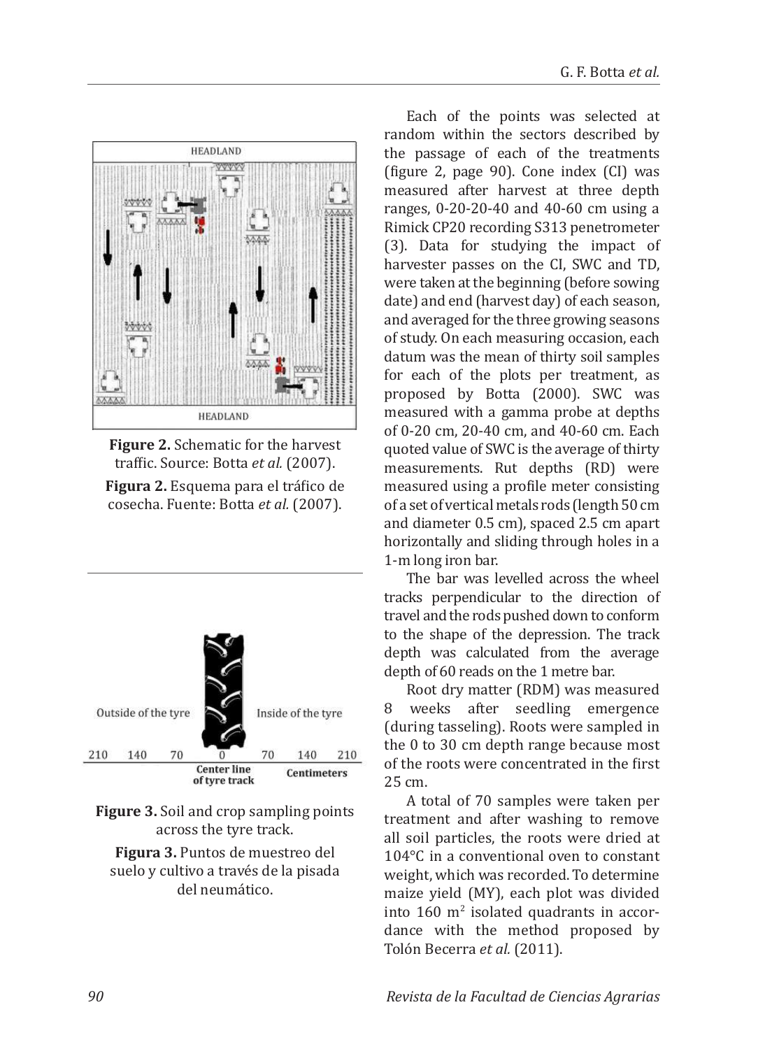Figure 2. Schematic for the harvest traffic. Source: Botta *et al.* (2007).

**Figura 2.** Esquema para el tráfico de cosecha. Fuente: Botta *et al.* (2007).

**Figure 3.** Soil and crop sampling points across the tyre track.

**Figura 3.** Puntos de muestreo del suelo y cultivo a través de la pisada del neumático.

Each of the points was selected at random within the sectors described by the passage of each of the treatments (figure 2, page 90). Cone index (CI) was measured after harvest at three depth ranges, 0-20-20-40 and 40-60 cm using a Rimick CP20 recording S313 penetrometer (3). Data for studying the impact of harvester passes on the CI, SWC and TD, were taken at the beginning (before sowing date) and end (harvest day) of each season, and averaged for the three growing seasons of study. On each measuring occasion, each datum was the mean of thirty soil samples for each of the plots per treatment, as proposed by Botta (2000). SWC was measured with a gamma probe at depths of 0-20 cm, 20-40 cm, and 40-60 cm. Each quoted value of SWC is the average of thirty measurements. Rut depths (RD) were measured using a profile meter consisting of a set of vertical metals rods (length 50 cm and diameter 0.5 cm), spaced 2.5 cm apart horizontally and sliding through holes in a 1-m long iron bar.

The bar was levelled across the wheel tracks perpendicular to the direction of travel and the rods pushed down to conform to the shape of the depression. The track depth was calculated from the average depth of 60 reads on the 1 metre bar.

Root dry matter (RDM) was measured 8 weeks after seedling emergence (during tasseling). Roots were sampled in the 0 to 30 cm depth range because most of the roots were concentrated in the first 25 cm.

A total of 70 samples were taken per treatment and after washing to remove all soil particles, the roots were dried at 104°C in a conventional oven to constant weight, which was recorded. To determine maize yield (MY), each plot was divided into 160 $m^2$ isolated quadrants in accordance with the method proposed by Tolón Becerra *et al.* (2011).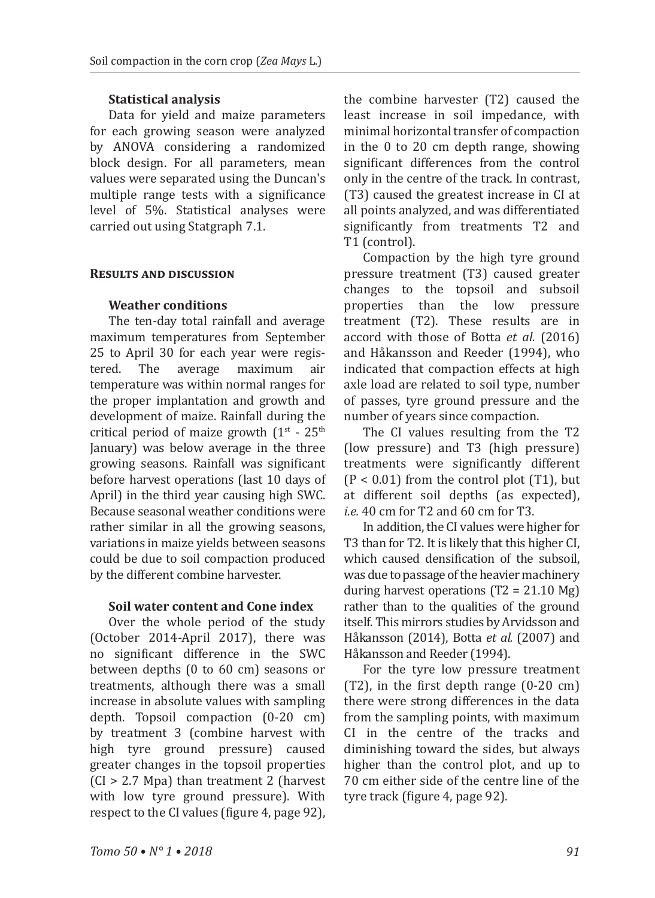### Statistical analysis

Data for yield and maize parameters for each growing season were analyzed by ANOVA considering a randomized block design. For all parameters, mean values were separated using the Duncan's multiple range tests with a significance level of 5%. Statistical analyses were carried out using Statgraph 7.1.

## Results and discussion

### Weather conditions

The ten-day total rainfall and average maximum temperatures from September 25 to April 30 for each year were registered. The average maximum air temperature was within normal ranges for the proper implantation and growth and development of maize. Rainfall during the critical period of maize growth ($1^{st}$ - $25^{th}$ January) was below average in the three growing seasons. Rainfall was significant before harvest operations (last 10 days of April) in the third year causing high SWC. Because seasonal weather conditions were rather similar in all the growing seasons, variations in maize yields between seasons could be due to soil compaction produced by the different combine harvester.

### Soil water content and Cone index

Over the whole period of the study (October 2014-April 2017), there was no significant difference in the SWC between depths (0 to 60 cm) seasons or treatments, although there was a small increase in absolute values with sampling depth. Topsoil compaction (0-20 cm) by treatment 3 (combine harvest with high tyre ground pressure) caused greater changes in the topsoil properties (CI > 2.7 Mpa) than treatment 2 (harvest with low tyre ground pressure). With respect to the CI values (figure 4, page 92), the combine harvester (T2) caused the least increase in soil impedance, with minimal horizontal transfer of compaction in the 0 to 20 cm depth range, showing significant differences from the control only in the centre of the track. In contrast, (T3) caused the greatest increase in CI at all points analyzed, and was differentiated significantly from treatments T2 and T1 (control).

Compaction by the high tyre ground pressure treatment (T3) caused greater changes to the topsoil and subsoil properties than the low pressure treatment (T2). These results are in accord with those of Botta *et al.* (2016) and Håkansson and Reeder (1994), who indicated that compaction effects at high axle load are related to soil type, number of passes, tyre ground pressure and the number of years since compaction.

The CI values resulting from the T2 (low pressure) and T3 (high pressure) treatments were significantly different ($P < 0.01$) from the control plot (T1), but at different soil depths (as expected), *i.e.* 40 cm for T2 and 60 cm for T3.

In addition, the CI values were higher for T3 than for T2. It is likely that this higher CI, which caused densification of the subsoil, was due to passage of the heavier machinery during harvest operations (T2 = 21.10 Mg) rather than to the qualities of the ground itself. This mirrors studies by Arvidsson and Håkansson (2014), Botta *et al.* (2007) and Håkansson and Reeder (1994).

For the tyre low pressure treatment (T2), in the first depth range (0-20 cm) there were strong differences in the data from the sampling points, with maximum CI in the centre of the tracks and diminishing toward the sides, but always higher than the control plot, and up to 70 cm either side of the centre line of the tyre track (figure 4, page 92).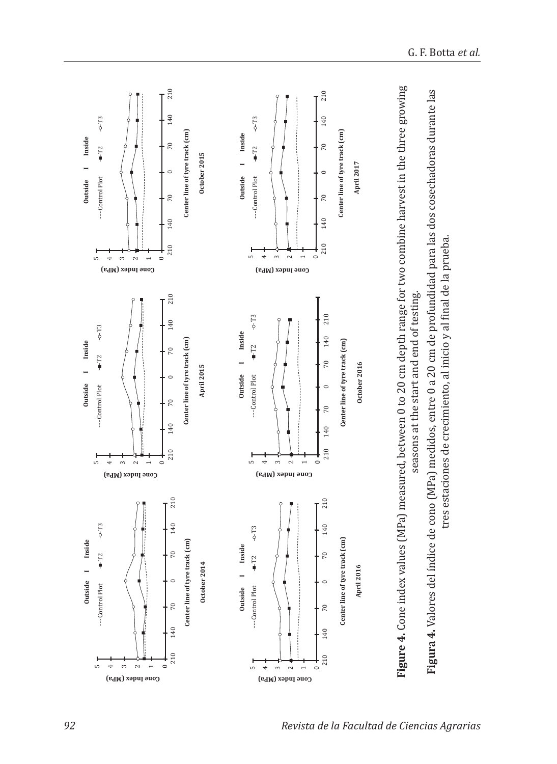**Figure 4.** Cone index values (MPa) measured, between 0 to 20 cm depth range for two combine harvest in the three growing seasons at the start and end of testing.

**Figura 4.** Valores del índice de cono (MPa) medidos, entre 0 a 20 cm de profundidad para las dos cosechadoras durante las tres estaciones de crecimiento, al inicio y al final de la prueba.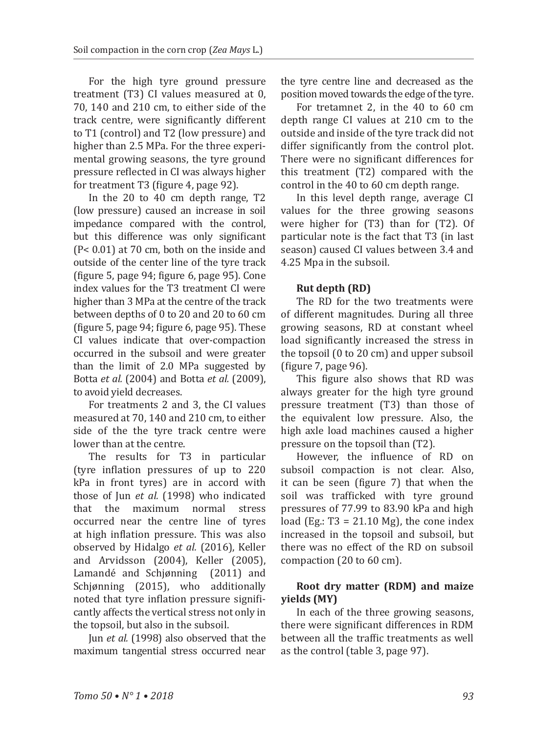For the high tyre ground pressure treatment (T3) CI values measured at 0, 70, 140 and 210 cm, to either side of the track centre, were significantly different to T1 (control) and T2 (low pressure) and higher than 2.5 MPa. For the three experimental growing seasons, the tyre ground pressure reflected in CI was always higher for treatment T3 (figure 4, page 92).

In the 20 to 40 cm depth range, T2 (low pressure) caused an increase in soil impedance compared with the control, but this difference was only significant ($P < 0.01$) at 70 cm, both on the inside and outside of the center line of the tyre track (figure 5, page 94; figure 6, page 95). Cone index values for the T3 treatment CI were higher than 3 MPa at the centre of the track between depths of 0 to 20 and 20 to 60 cm (figure 5, page 94; figure 6, page 95). These CI values indicate that over-compaction occurred in the subsoil and were greater than the limit of 2.0 MPa suggested by Botta *et al.* (2004) and Botta *et al.* (2009), to avoid yield decreases.

For treatments 2 and 3, the CI values measured at 70, 140 and 210 cm, to either side of the the tyre track centre were lower than at the centre.

The results for T3 in particular (tyre inflation pressures of up to 220 kPa in front tyres) are in accord with those of Jun *et al.* (1998) who indicated that the maximum normal stress occurred near the centre line of tyres at high inflation pressure. This was also observed by Hidalgo *et al.* (2016), Keller and Arvidsson (2004), Keller (2005), Lamandé and Schjønning (2011) and Schjønning (2015), who additionally noted that tyre inflation pressure significantly affects the vertical stress not only in the topsoil, but also in the subsoil.

Jun *et al.* (1998) also observed that the maximum tangential stress occurred near the tyre centre line and decreased as the position moved towards the edge of the tyre.

For tretamnet 2, in the 40 to 60 cm depth range CI values at 210 cm to the outside and inside of the tyre track did not differ significantly from the control plot. There were no significant differences for this treatment (T2) compared with the control in the 40 to 60 cm depth range.

In this level depth range, average CI values for the three growing seasons were higher for (T3) than for (T2). Of particular note is the fact that T3 (in last season) caused CI values between 3.4 and 4.25 Mpa in the subsoil.

### Rut depth (RD)

The RD for the two treatments were of different magnitudes. During all three growing seasons, RD at constant wheel load significantly increased the stress in the topsoil (0 to 20 cm) and upper subsoil (figure 7, page 96).

This figure also shows that RD was always greater for the high tyre ground pressure treatment (T3) than those of the equivalent low pressure. Also, the high axle load machines caused a higher pressure on the topsoil than (T2).

However, the influence of RD on subsoil compaction is not clear. Also, it can be seen (figure 7) that when the soil was trafficked with tyre ground pressures of 77.99 to 83.90 kPa and high load (Eg.: T3 = 21.10 Mg), the cone index increased in the topsoil and subsoil, but there was no effect of the RD on subsoil compaction (20 to 60 cm).

### Root dry matter (RDM) and maize yields (MY)

In each of the three growing seasons, there were significant differences in RDM between all the traffic treatments as well as the control (table 3, page 97).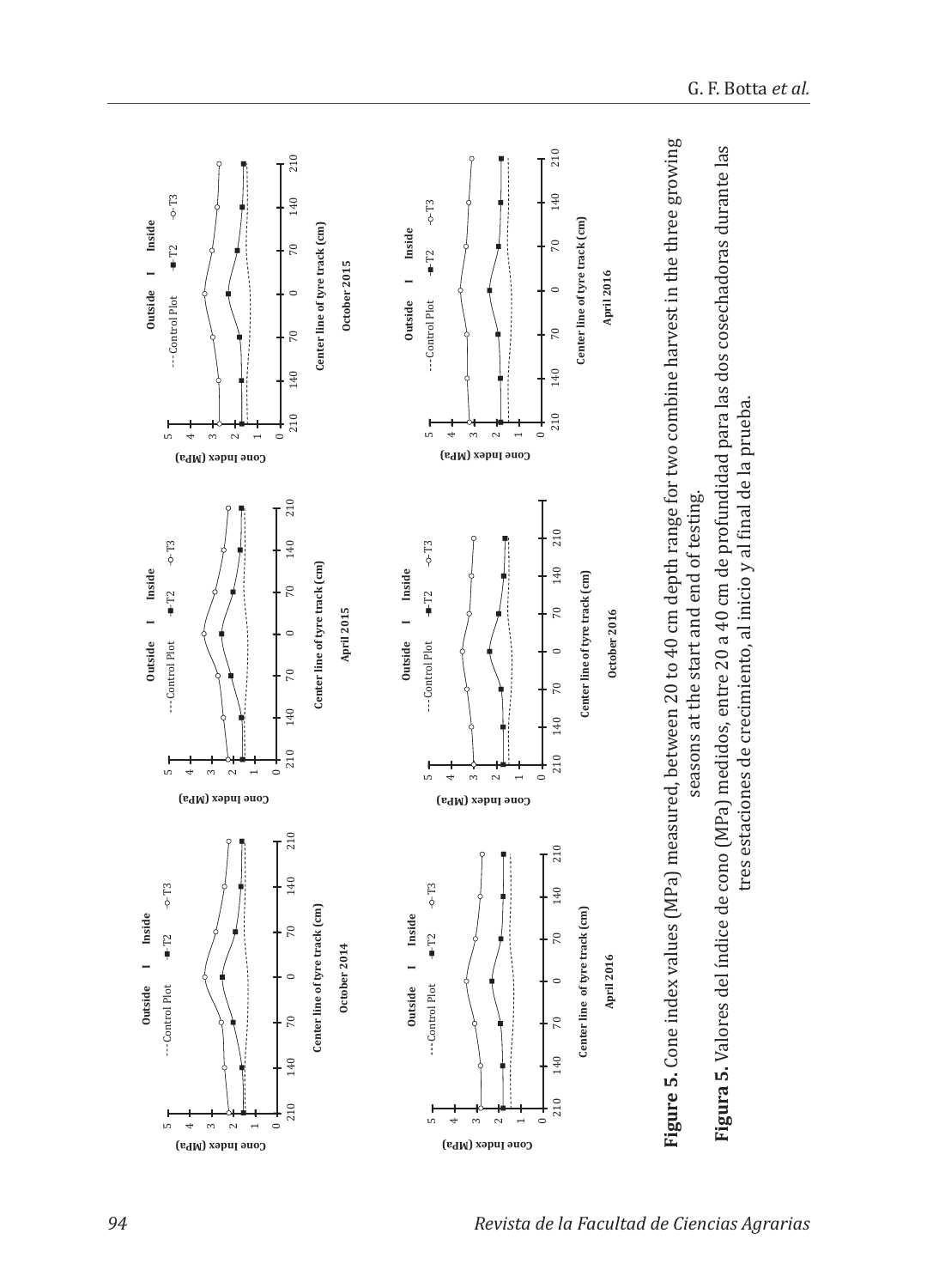**Figure 5**. Cone index values (MPa) measured, between 20 to 40 cm depth range for two combine harvest in the three growing seasons at the start and end of testing.

**Figura 5.** Valores del índice de cono (MPa) medidos, entre 20 a 40 cm de profundidad para las dos cosechadoras durante las tres estaciones de crecimiento, al inicio y al final de la prueba.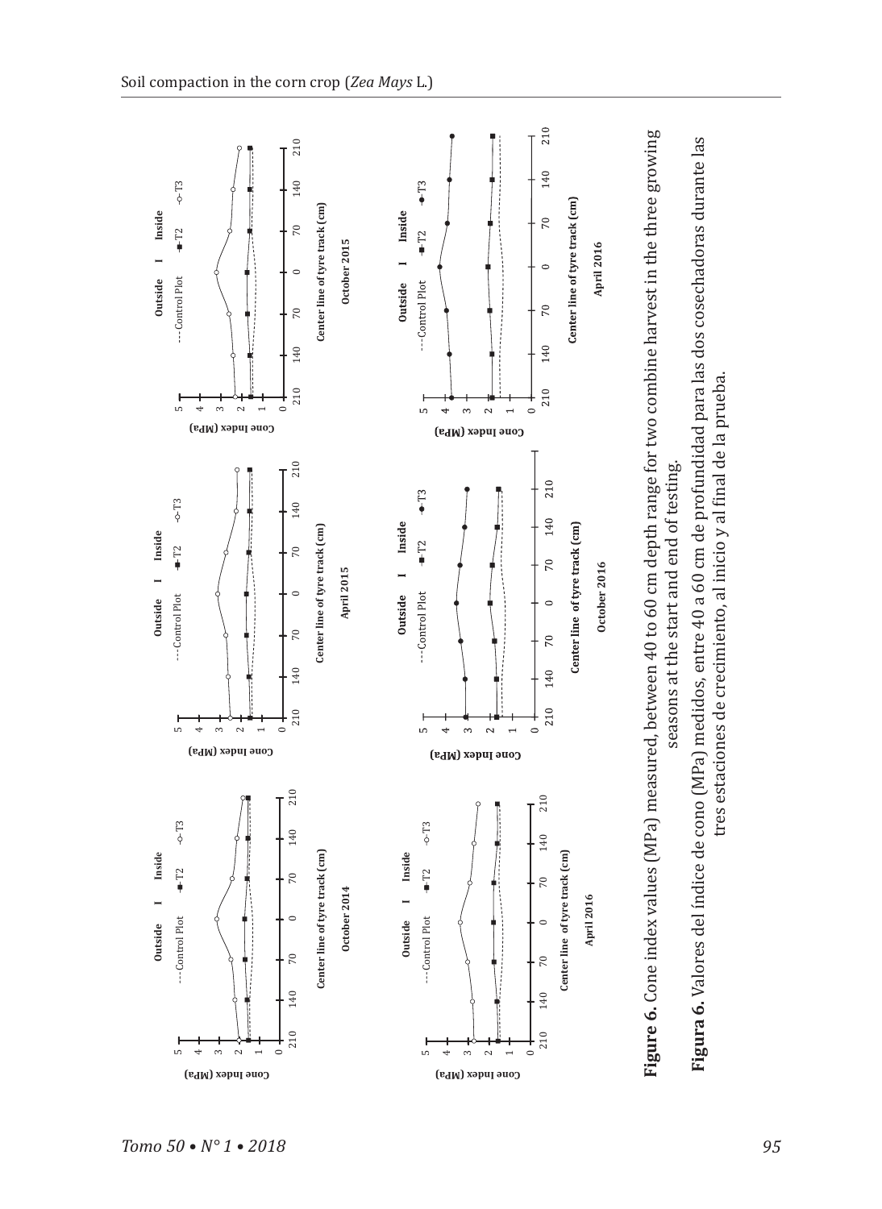**Figure 6**. Cone index values (MPa) measured, between 40 to 60 cm depth range for two combine harvest in the three growing seasons at the start and end of testing.

**Figura 6**. Valores del índice de cono (MPa) medidos, entre 40 a 60 cm de profundidad para las dos cosechadoras durante las tres estaciones de crecimiento, al inicio y al final de la prueba.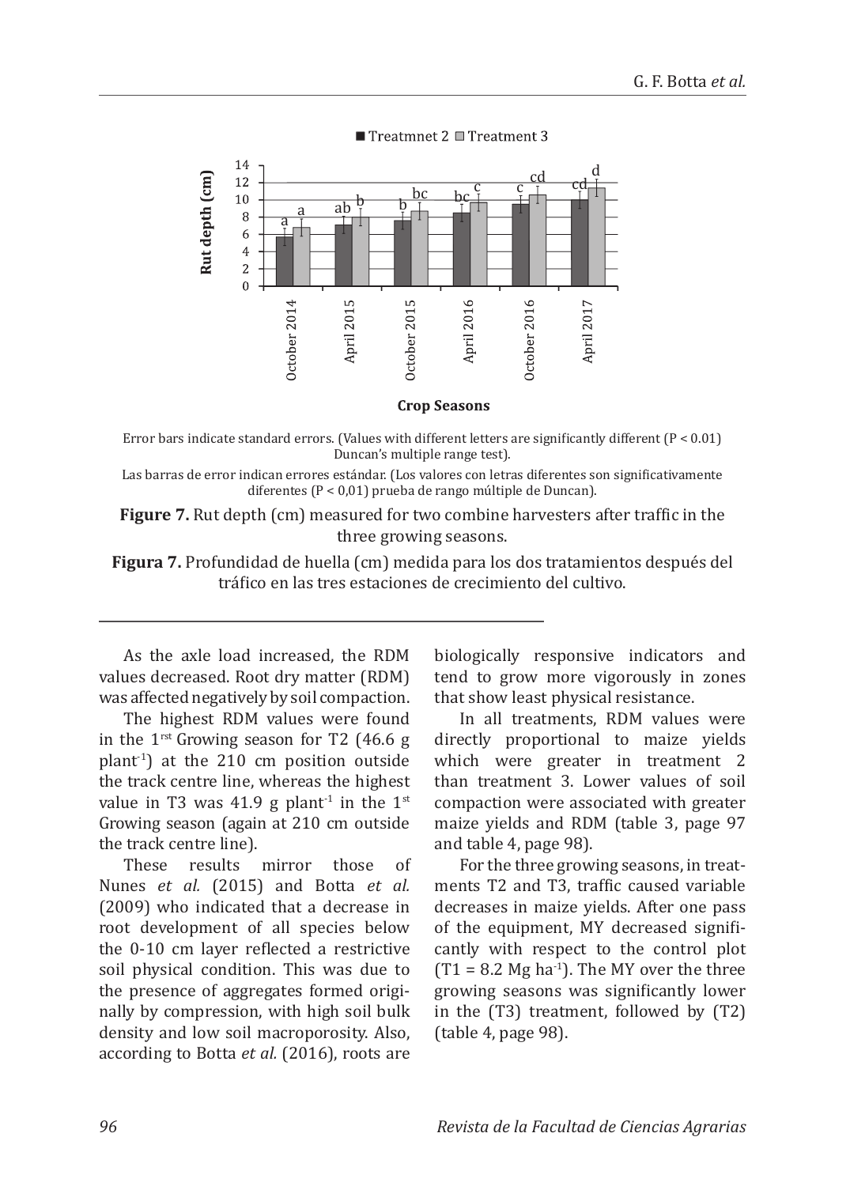Error bars indicate standard errors. (Values with different letters are significantly different (P < 0.01) Duncan's multiple range test).

Las barras de error indican errores estándar. (Los valores con letras diferentes son significativamente diferentes (P < 0,01) prueba de rango múltiple de Duncan).

**Figure 7.** Rut depth (cm) measured for two combine harvesters after traffic in the three growing seasons.

**Figura 7.** Profundidad de huella (cm) medida para los dos tratamientos después del tráfico en las tres estaciones de crecimiento del cultivo.

As the axle load increased, the RDM values decreased. Root dry matter (RDM) was affected negatively by soil compaction.

The highest RDM values were found in the 1rst Growing season for T2 (46.6 g $plant^{-1}$) at the 210 cm position outside the track centre line, whereas the highest value in T3 was 41.9 g $plant^{-1}$ in the 1st Growing season (again at 210 cm outside the track centre line).

These results mirror those of Nunes *et al.* (2015) and Botta *et al.* (2009) who indicated that a decrease in root development of all species below the 0-10 cm layer reflected a restrictive soil physical condition. This was due to the presence of aggregates formed originally by compression, with high soil bulk density and low soil macroporosity. Also, according to Botta *et al.* (2016), roots are biologically responsive indicators and tend to grow more vigorously in zones that show least physical resistance.

In all treatments, RDM values were directly proportional to maize yields which were greater in treatment 2 than treatment 3. Lower values of soil compaction were associated with greater maize yields and RDM (table 3, page 97 and table 4, page 98).

For the three growing seasons, in treatments T2 and T3, traffic caused variable decreases in maize yields. After one pass of the equipment, MY decreased significantly with respect to the control plot (T1 = 8.2 Mg $ha^{-1}$). The MY over the three growing seasons was significantly lower in the (T3) treatment, followed by (T2) (table 4, page 98).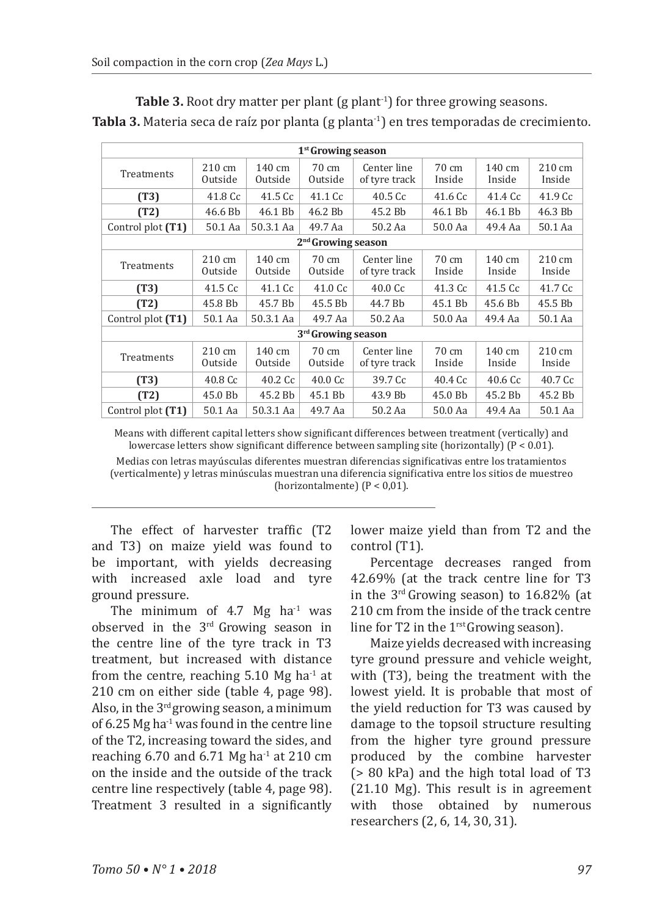**Table 3.** Root dry matter per plant (g plant$^{-1}$) for three growing seasons.

**Tabla 3.** Materia seca de raíz por planta (g planta$^{-1}$) en tres temporadas de crecimiento.

| **1$^{st}$ Growing season** | | | | | | | |
|---|---|---|---|---|---|---|---|
| Treatments | 210 cm Outside | 140 cm Outside | 70 cm Outside | Center line of tyre track | 70 cm Inside | 140 cm Inside | 210 cm Inside |
| **(T3)** | 41.8 Cc | 41.5 Cc | 41.1 Cc | 40.5 Cc | 41.6 Cc | 41.4 Cc | 41.9 Cc |
| **(T2)** | 46.6 Bb | 46.1 Bb | 46.2 Bb | 45.2 Bb | 46.1 Bb | 46.1 Bb | 46.3 Bb |
| Control plot **(T1)** | 50.1 Aa | 50.3.1 Aa | 49.7 Aa | 50.2 Aa | 50.0 Aa | 49.4 Aa | 50.1 Aa |
| **2$^{nd}$ Growing season** | | | | | | | |
| Treatments | 210 cm Outside | 140 cm Outside | 70 cm Outside | Center line of tyre track | 70 cm Inside | 140 cm Inside | 210 cm Inside |
| **(T3)** | 41.5 Cc | 41.1 Cc | 41.0 Cc | 40.0 Cc | 41.3 Cc | 41.5 Cc | 41.7 Cc |
| **(T2)** | 45.8 Bb | 45.7 Bb | 45.5 Bb | 44.7 Bb | 45.1 Bb | 45.6 Bb | 45.5 Bb |
| Control plot **(T1)** | 50.1 Aa | 50.3.1 Aa | 49.7 Aa | 50.2 Aa | 50.0 Aa | 49.4 Aa | 50.1 Aa |
| **3$^{rd}$ Growing season** | | | | | | | |
| Treatments | 210 cm Outside | 140 cm Outside | 70 cm Outside | Center line of tyre track | 70 cm Inside | 140 cm Inside | 210 cm Inside |
| **(T3)** | 40.8 Cc | 40.2 Cc | 40.0 Cc | 39.7 Cc | 40.4 Cc | 40.6 Cc | 40.7 Cc |
| **(T2)** | 45.0 Bb | 45.2 Bb | 45.1 Bb | 43.9 Bb | 45.0 Bb | 45.2 Bb | 45.2 Bb |
| Control plot **(T1)** | 50.1 Aa | 50.3.1 Aa | 49.7 Aa | 50.2 Aa | 50.0 Aa | 49.4 Aa | 50.1 Aa |

Means with different capital letters show significant differences between treatment (vertically) and lowercase letters show significant difference between sampling site (horizontally) ($P < 0.01$).

Medias con letras mayúsculas diferentes muestran diferencias significativas entre los tratamientos (verticalmente) y letras minúsculas muestran una diferencia significativa entre los sitios de muestreo (horizontalmente) ($P < 0,01$).

The effect of harvester traffic (T2 and T3) on maize yield was found to be important, with yields decreasing with increased axle load and tyre ground pressure.

The minimum of 4.7 Mg ha$^{-1}$ was observed in the 3$^{rd}$ Growing season in the centre line of the tyre track in T3 treatment, but increased with distance from the centre, reaching 5.10 Mg ha$^{-1}$ at 210 cm on either side (table 4, page 98). Also, in the 3$^{rd}$ growing season, a minimum of 6.25 Mg ha$^{-1}$ was found in the centre line of the T2, increasing toward the sides, and reaching 6.70 and 6.71 Mg ha$^{-1}$ at 210 cm on the inside and the outside of the track centre line respectively (table 4, page 98). Treatment 3 resulted in a significantly lower maize yield than from T2 and the control (T1).

Percentage decreases ranged from 42.69% (at the track centre line for T3 in the 3$^{rd}$ Growing season) to 16.82% (at 210 cm from the inside of the track centre line for T2 in the 1$^{rst}$ Growing season).

Maize yields decreased with increasing tyre ground pressure and vehicle weight, with (T3), being the treatment with the lowest yield. It is probable that most of the yield reduction for T3 was caused by damage to the topsoil structure resulting from the higher tyre ground pressure produced by the combine harvester (> 80 kPa) and the high total load of T3 (21.10 Mg). This result is in agreement with those obtained by numerous researchers (2, 6, 14, 30, 31).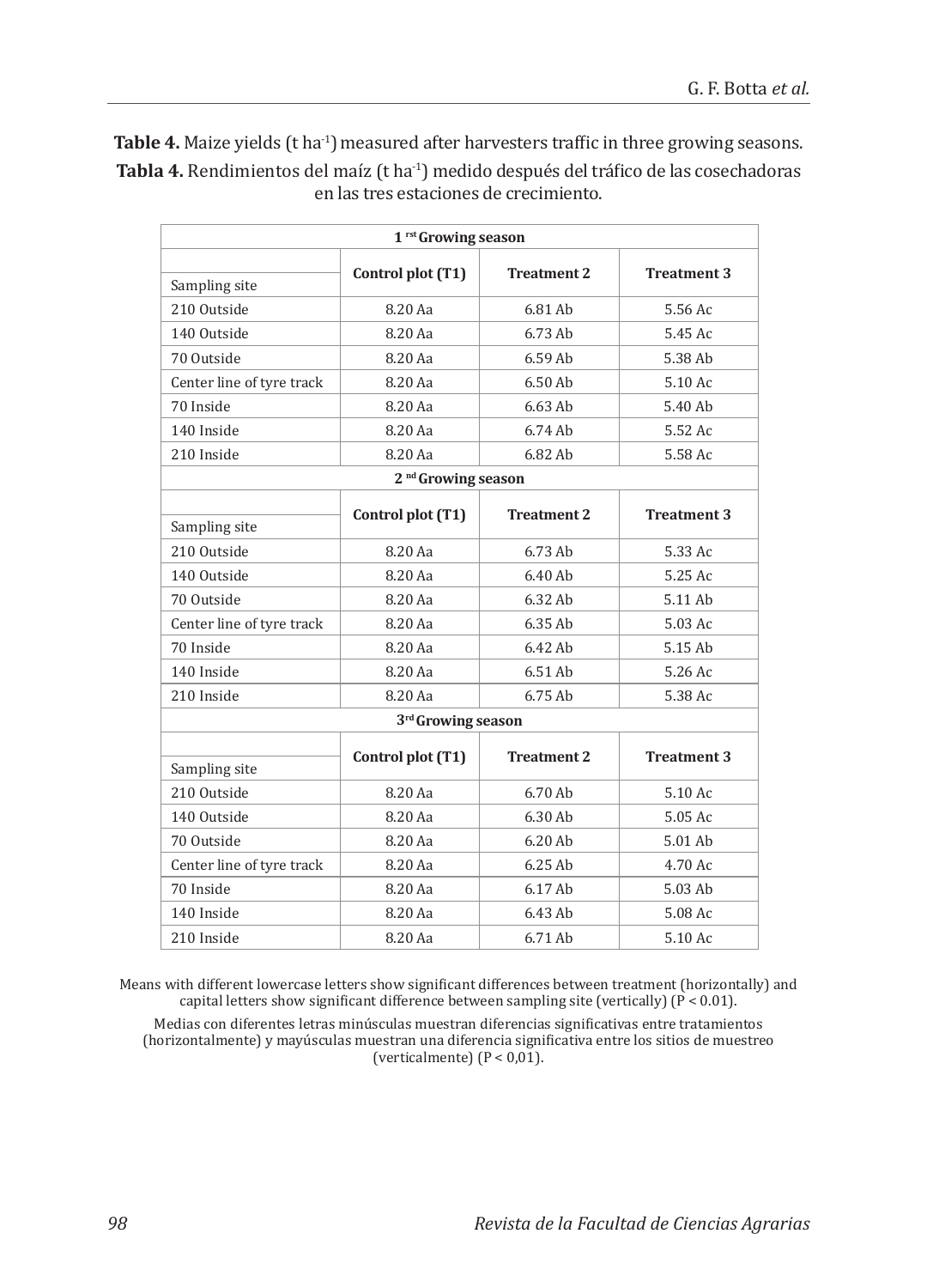**Table 4.** Maize yields (t ha$^{-1}$) measured after harvesters traffic in three growing seasons.

**Tabla 4.** Rendimientos del maíz (t ha$^{-1}$) medido después del tráfico de las cosechadoras en las tres estaciones de crecimiento.

| **1 rst Growing season** | | | |
|---|---|---|---|
| Sampling site | **Control plot (T1)** | **Treatment 2** | **Treatment 3** |
| 210 Outside | 8.20 Aa | 6.81 Ab | 5.56 Ac |
| 140 Outside | 8.20 Aa | 6.73 Ab | 5.45 Ac |
| 70 Outside | 8.20 Aa | 6.59 Ab | 5.38 Ab |
| Center line of tyre track | 8.20 Aa | 6.50 Ab | 5.10 Ac |
| 70 Inside | 8.20 Aa | 6.63 Ab | 5.40 Ab |
| 140 Inside | 8.20 Aa | 6.74 Ab | 5.52 Ac |
| 210 Inside | 8.20 Aa | 6.82 Ab | 5.58 Ac |
| **2 nd Growing season** | | | |
| Sampling site | **Control plot (T1)** | **Treatment 2** | **Treatment 3** |
| 210 Outside | 8.20 Aa | 6.73 Ab | 5.33 Ac |
| 140 Outside | 8.20 Aa | 6.40 Ab | 5.25 Ac |
| 70 Outside | 8.20 Aa | 6.32 Ab | 5.11 Ab |
| Center line of tyre track | 8.20 Aa | 6.35 Ab | 5.03 Ac |
| 70 Inside | 8.20 Aa | 6.42 Ab | 5.15 Ab |
| 140 Inside | 8.20 Aa | 6.51 Ab | 5.26 Ac |
| 210 Inside | 8.20 Aa | 6.75 Ab | 5.38 Ac |
| **3rd Growing season** | | | |
| Sampling site | **Control plot (T1)** | **Treatment 2** | **Treatment 3** |
| 210 Outside | 8.20 Aa | 6.70 Ab | 5.10 Ac |
| 140 Outside | 8.20 Aa | 6.30 Ab | 5.05 Ac |
| 70 Outside | 8.20 Aa | 6.20 Ab | 5.01 Ab |
| Center line of tyre track | 8.20 Aa | 6.25 Ab | 4.70 Ac |
| 70 Inside | 8.20 Aa | 6.17 Ab | 5.03 Ab |
| 140 Inside | 8.20 Aa | 6.43 Ab | 5.08 Ac |
| 210 Inside | 8.20 Aa | 6.71 Ab | 5.10 Ac |

Means with different lowercase letters show significant differences between treatment (horizontally) and capital letters show significant difference between sampling site (vertically) ($P < 0.01$).

Medias con diferentes letras minúsculas muestran diferencias significativas entre tratamientos (horizontalmente) y mayúsculas muestran una diferencia significativa entre los sitios de muestreo (verticalmente) ($P < 0,01$).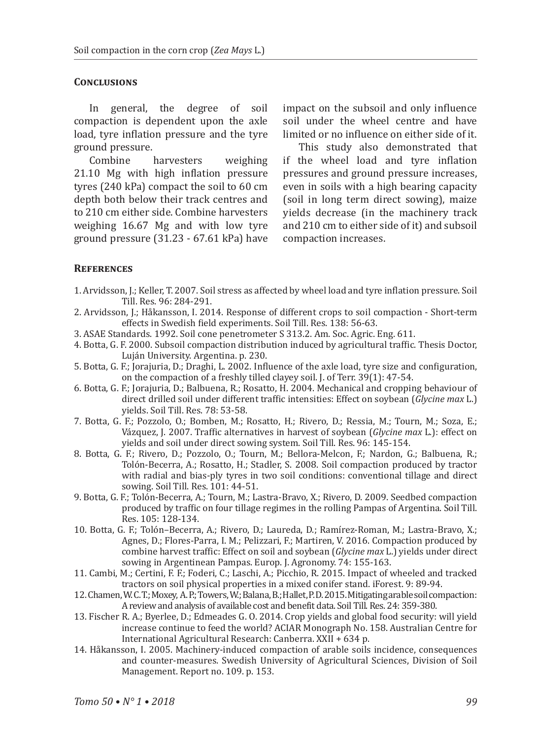## Conclusions

In general, the degree of soil compaction is dependent upon the axle load, tyre inflation pressure and the tyre ground pressure.

Combine harvesters weighing 21.10 Mg with high inflation pressure tyres (240 kPa) compact the soil to 60 cm depth both below their track centres and to 210 cm either side. Combine harvesters weighing 16.67 Mg and with low tyre ground pressure (31.23 - 67.61 kPa) have impact on the subsoil and only influence soil under the wheel centre and have limited or no influence on either side of it.

This study also demonstrated that if the wheel load and tyre inflation pressures and ground pressure increases, even in soils with a high bearing capacity (soil in long term direct sowing), maize yields decrease (in the machinery track and 210 cm to either side of it) and subsoil compaction increases.

## References

1. Arvidsson, J.; Keller, T. 2007. Soil stress as affected by wheel load and tyre inflation pressure. Soil Till. Res. 96: 284-291.
2. Arvidsson, J.; Håkansson, I. 2014. Response of different crops to soil compaction - Short-term effects in Swedish field experiments. Soil Till. Res. 138: 56-63.
3. ASAE Standards. 1992. Soil cone penetrometer S 313.2. Am. Soc. Agric. Eng. 611.
4. Botta, G. F. 2000. Subsoil compaction distribution induced by agricultural traffic. Thesis Doctor, Luján University. Argentina. p. 230.
5. Botta, G. F.; Jorajuria, D.; Draghi, L. 2002. Influence of the axle load, tyre size and configuration, on the compaction of a freshly tilled clayey soil. J. of Terr. 39(1): 47-54.
6. Botta, G. F.; Jorajuria, D.; Balbuena, R.; Rosatto, H. 2004. Mechanical and cropping behaviour of direct drilled soil under different traffic intensities: Effect on soybean (*Glycine max* L.) yields. Soil Till. Res. 78: 53-58.
7. Botta, G. F.; Pozzolo, O.; Bomben, M.; Rosatto, H.; Rivero, D.; Ressia, M.; Tourn, M.; Soza, E.; Vázquez, J. 2007. Traffic alternatives in harvest of soybean (*Glycine max* L.): effect on yields and soil under direct sowing system. Soil Till. Res. 96: 145-154.
8. Botta, G. F.; Rivero, D.; Pozzolo, O.; Tourn, M.; Bellora-Melcon, F.; Nardon, G.; Balbuena, R.; Tolón-Becerra, A.; Rosatto, H.; Stadler, S. 2008. Soil compaction produced by tractor with radial and bias-ply tyres in two soil conditions: conventional tillage and direct sowing. Soil Till. Res. 101: 44-51.
9. Botta, G. F.; Tolón-Becerra, A.; Tourn, M.; Lastra-Bravo, X.; Rivero, D. 2009. Seedbed compaction produced by traffic on four tillage regimes in the rolling Pampas of Argentina. Soil Till. Res. 105: 128-134.
10. Botta, G. F.; Tolón–Becerra, A.; Rivero, D.; Laureda, D.; Ramírez-Roman, M.; Lastra-Bravo, X.; Agnes, D.; Flores-Parra, I. M.; Pelizzari, F.; Martiren, V. 2016. Compaction produced by combine harvest traffic: Effect on soil and soybean (*Glycine max* L.) yields under direct sowing in Argentinean Pampas. Europ. J. Agronomy. 74: 155-163.
11. Cambi, M.; Certini, F. F.; Foderi, C.; Laschi, A.; Picchio, R. 2015. Impact of wheeled and tracked tractors on soil physical properties in a mixed conifer stand. iForest. 9: 89-94.
12. Chamen, W. C. T.; Moxey, A. P.; Towers, W.; Balana, B.; Hallet, P. D. 2015. Mitigating arable soil compaction: A review and analysis of available cost and benefit data. Soil Till. Res. 24: 359-380.
13. Fischer R. A.; Byerlee, D.; Edmeades G. O. 2014. Crop yields and global food security: will yield increase continue to feed the world? ACIAR Monograph No. 158. Australian Centre for International Agricultural Research: Canberra. XXII + 634 p.
14. Håkansson, I. 2005. Machinery-induced compaction of arable soils incidence, consequences and counter-measures. Swedish University of Agricultural Sciences, Division of Soil Management. Report no. 109. p. 153.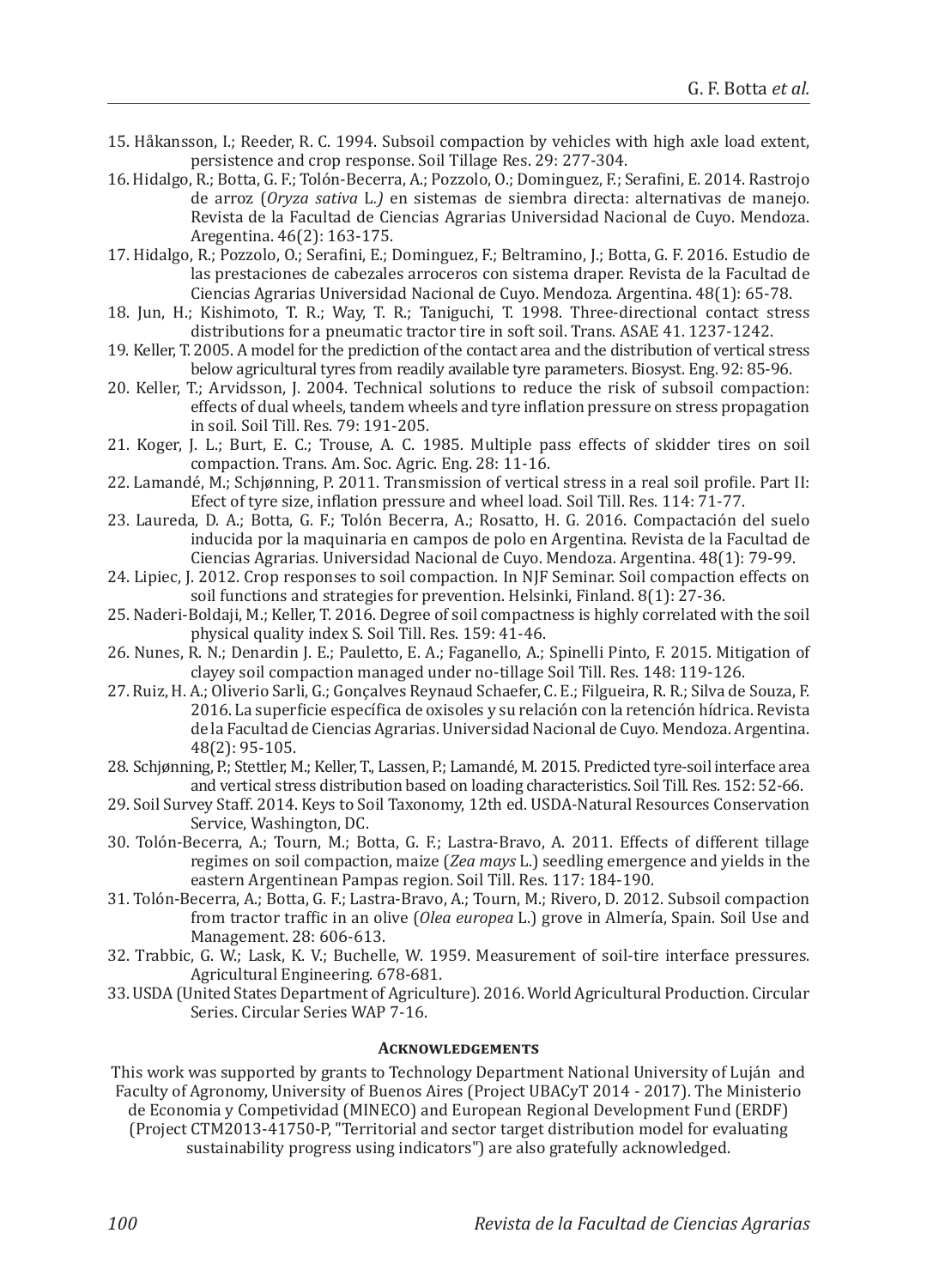15. Håkansson, I.; Reeder, R. C. 1994. Subsoil compaction by vehicles with high axle load extent, persistence and crop response. Soil Tillage Res. 29: 277-304.
16. Hidalgo, R.; Botta, G. F.; Tolón-Becerra, A.; Pozzolo, O.; Dominguez, F.; Serafini, E. 2014. Rastrojo de arroz (*Oryza sativa* L.*)* en sistemas de siembra directa: alternativas de manejo. Revista de la Facultad de Ciencias Agrarias Universidad Nacional de Cuyo. Mendoza. Aregentina. 46(2): 163-175.
17. Hidalgo, R.; Pozzolo, O.; Serafini, E.; Dominguez, F.; Beltramino, J.; Botta, G. F. 2016. Estudio de las prestaciones de cabezales arroceros con sistema draper. Revista de la Facultad de Ciencias Agrarias Universidad Nacional de Cuyo. Mendoza. Argentina. 48(1): 65-78.
18. Jun, H.; Kishimoto, T. R.; Way, T. R.; Taniguchi, T. 1998. Three-directional contact stress distributions for a pneumatic tractor tire in soft soil. Trans. ASAE 41. 1237-1242.
19. Keller, T. 2005. A model for the prediction of the contact area and the distribution of vertical stress below agricultural tyres from readily available tyre parameters. Biosyst. Eng. 92: 85-96.
20. Keller, T.; Arvidsson, J. 2004. Technical solutions to reduce the risk of subsoil compaction: effects of dual wheels, tandem wheels and tyre inflation pressure on stress propagation in soil. Soil Till. Res. 79: 191-205.
21. Koger, J. L.; Burt, E. C.; Trouse, A. C. 1985. Multiple pass effects of skidder tires on soil compaction. Trans. Am. Soc. Agric. Eng. 28: 11-16.
22. Lamandé, M.; Schjønning, P. 2011. Transmission of vertical stress in a real soil profile. Part II: Efect of tyre size, inflation pressure and wheel load. Soil Till. Res. 114: 71-77.
23. Laureda, D. A.; Botta, G. F.; Tolón Becerra, A.; Rosatto, H. G. 2016. Compactación del suelo inducida por la maquinaria en campos de polo en Argentina. Revista de la Facultad de Ciencias Agrarias. Universidad Nacional de Cuyo. Mendoza. Argentina. 48(1): 79-99.
24. Lipiec, J. 2012. Crop responses to soil compaction. In NJF Seminar. Soil compaction effects on soil functions and strategies for prevention. Helsinki, Finland. 8(1): 27-36.
25. Naderi-Boldaji, M.; Keller, T. 2016. Degree of soil compactness is highly correlated with the soil physical quality index S. Soil Till. Res. 159: 41-46.
26. Nunes, R. N.; Denardin J. E.; Pauletto, E. A.; Faganello, A.; Spinelli Pinto, F. 2015. Mitigation of clayey soil compaction managed under no-tillage Soil Till. Res. 148: 119-126.
27. Ruiz, H. A.; Oliverio Sarli, G.; Gonçalves Reynaud Schaefer, C. E.; Filgueira, R. R.; Silva de Souza, F. 2016. La superficie específica de oxisoles y su relación con la retención hídrica. Revista de la Facultad de Ciencias Agrarias. Universidad Nacional de Cuyo. Mendoza. Argentina. 48(2): 95-105.
28. Schjønning, P.; Stettler, M.; Keller, T., Lassen, P.; Lamandé, M. 2015. Predicted tyre-soil interface area and vertical stress distribution based on loading characteristics. Soil Till. Res. 152: 52-66.
29. Soil Survey Staff. 2014. Keys to Soil Taxonomy, 12th ed. USDA-Natural Resources Conservation Service, Washington, DC.
30. Tolón-Becerra, A.; Tourn, M.; Botta, G. F.; Lastra-Bravo, A. 2011. Effects of different tillage regimes on soil compaction, maize (*Zea mays* L.) seedling emergence and yields in the eastern Argentinean Pampas region. Soil Till. Res. 117: 184-190.
31. Tolón-Becerra, A.; Botta, G. F.; Lastra-Bravo, A.; Tourn, M.; Rivero, D. 2012. Subsoil compaction from tractor traffic in an olive (*Olea europea* L.) grove in Almería, Spain. Soil Use and Management. 28: 606-613.
32. Trabbic, G. W.; Lask, K. V.; Buchelle, W. 1959. Measurement of soil-tire interface pressures. Agricultural Engineering. 678-681.
33. USDA (United States Department of Agriculture). 2016. World Agricultural Production. Circular Series. Circular Series WAP 7-16.

## Acknowledgements

This work was supported by grants to Technology Department National University of Luján and Faculty of Agronomy, University of Buenos Aires (Project UBACyT 2014 - 2017). The Ministerio de Economia y Competividad (MINECO) and European Regional Development Fund (ERDF) (Project CTM2013-41750-P, "Territorial and sector target distribution model for evaluating sustainability progress using indicators") are also gratefully acknowledged.